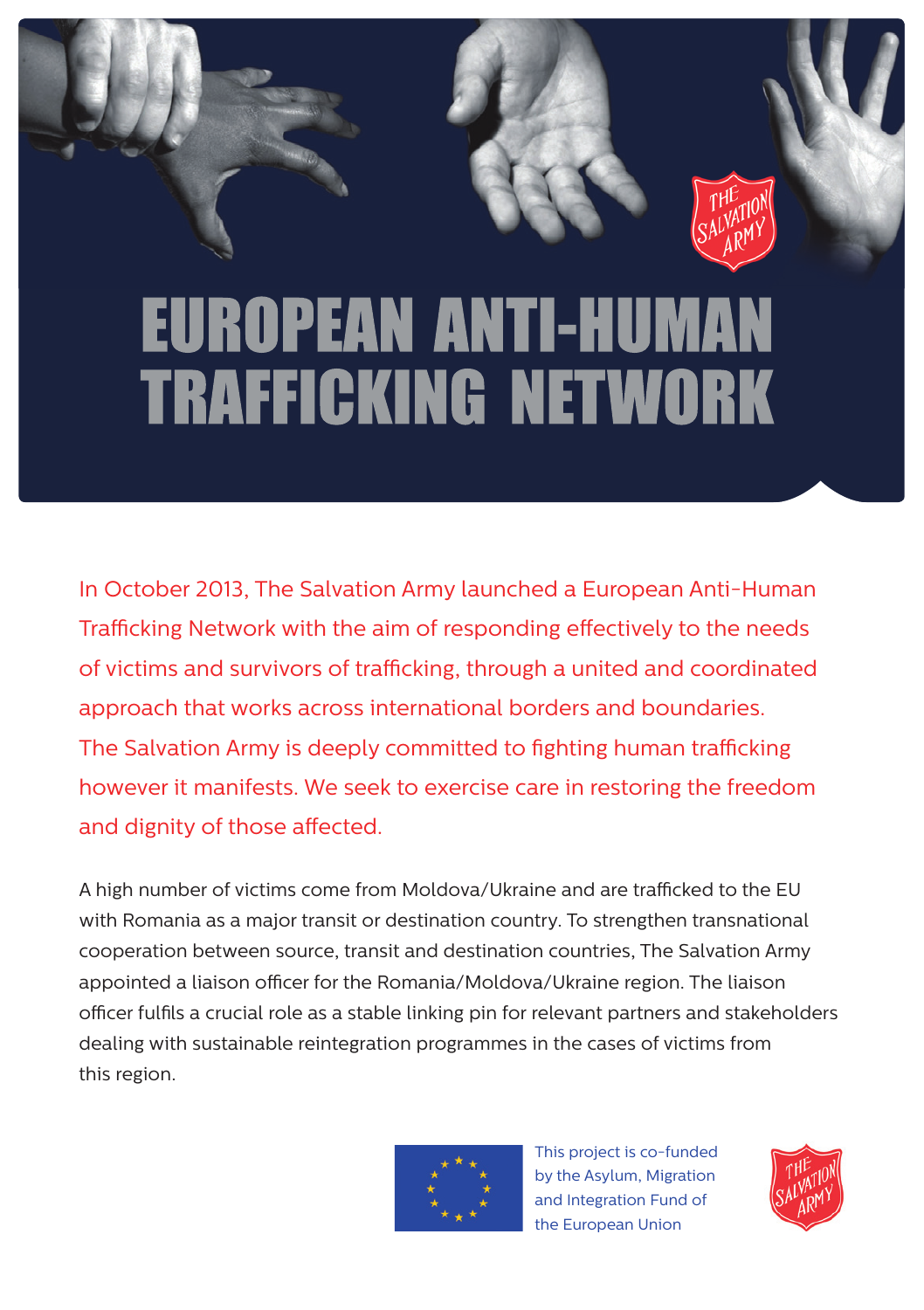# EUROPEAN ANTI-HUMAN TRAFFICKING NETWORK

In October 2013, The Salvation Army launched a European Anti-Human Trafficking Network with the aim of responding effectively to the needs of victims and survivors of trafficking, through a united and coordinated approach that works across international borders and boundaries. The Salvation Army is deeply committed to fighting human trafficking however it manifests. We seek to exercise care in restoring the freedom and dignity of those affected.

A high number of victims come from Moldova/Ukraine and are trafficked to the EU with Romania as a major transit or destination country. To strengthen transnational cooperation between source, transit and destination countries, The Salvation Army appointed a liaison officer for the Romania/Moldova/Ukraine region. The liaison officer fulfils a crucial role as a stable linking pin for relevant partners and stakeholders dealing with sustainable reintegration programmes in the cases of victims from this region.

This project is co-funded by the Asylum, Migration and Integration Fund of the European Union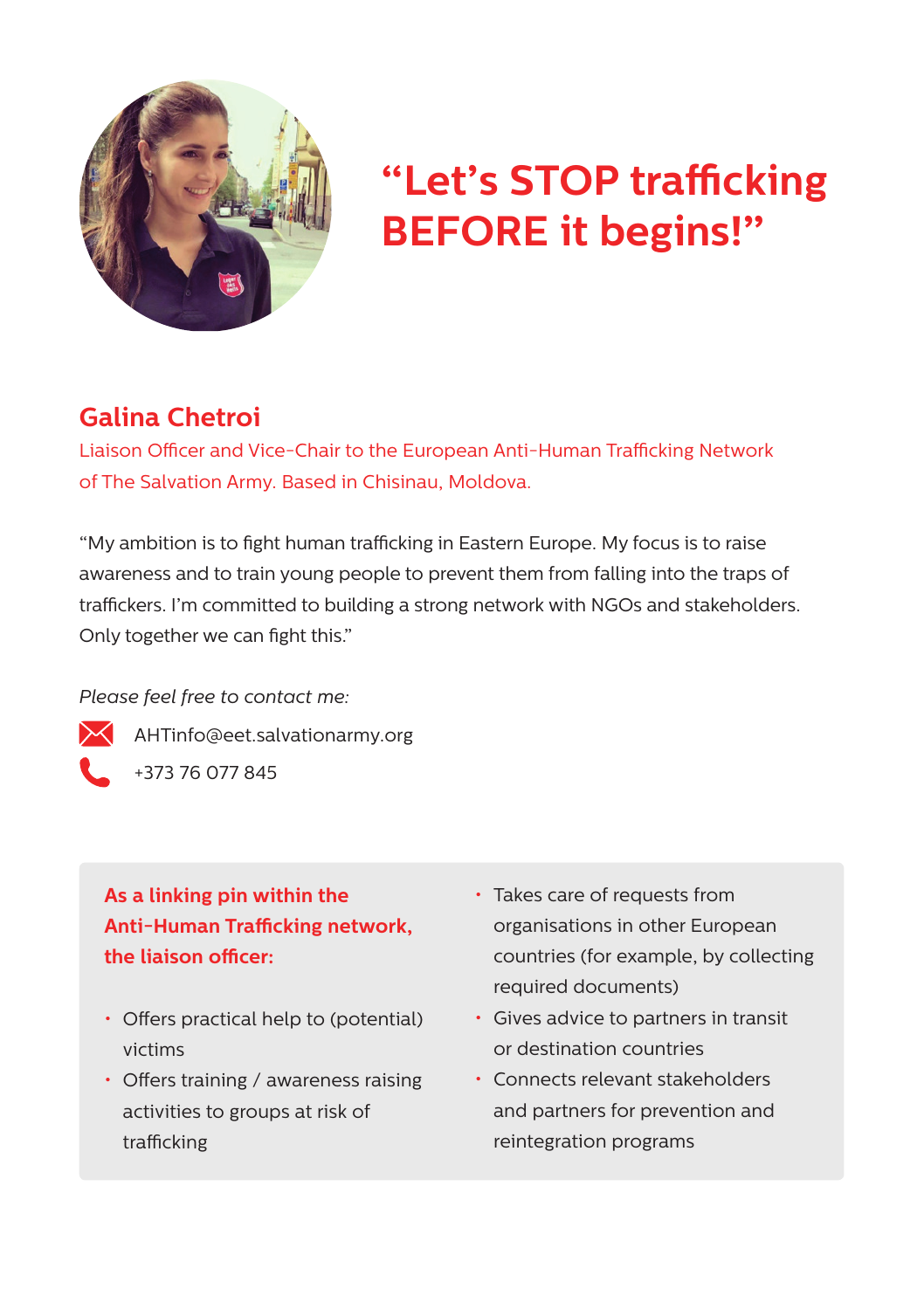# “Let’s STOP trafficking BEFORE it begins!”

## Galina Chetroi

Liaison Officer and Vice-Chair to the European Anti-Human Trafficking Network of The Salvation Army. Based in Chisinau, Moldova.

“My ambition is to fight human trafficking in Eastern Europe. My focus is to raise awareness and to train young people to prevent them from falling into the traps of traffickers. I’m committed to building a strong network with NGOs and stakeholders. Only together we can fight this.”

*Please feel free to contact me:*

AHTinfo@eet.salvationarmy.org

+373 76 077 845

**As a linking pin within the Anti-Human Trafficking network, the liaison officer:**

- Offers practical help to (potential) victims
- Offers training / awareness raising activities to groups at risk of trafficking
- Takes care of requests from organisations in other European countries (for example, by collecting required documents)
- Gives advice to partners in transit or destination countries
- Connects relevant stakeholders and partners for prevention and reintegration programs